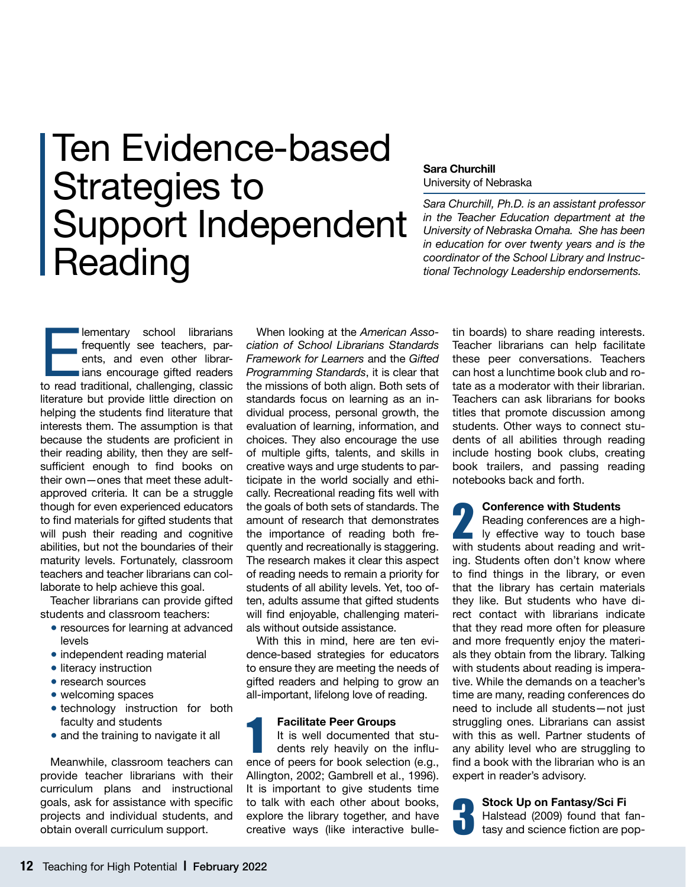# Ten Evidence-based Strategies to Support Independent Reading

**Sara Churchill**
University of Nebraska

*Sara Churchill, Ph.D. is an assistant professor in the Teacher Education department at the University of Nebraska Omaha. She has been in education for over twenty years and is the coordinator of the School Library and Instructional Technology Leadership endorsements.*

Elementary school librarians frequently see teachers, parents, and even other librarians encourage gifted readers to read traditional, challenging, classic literature but provide little direction on helping the students find literature that interests them. The assumption is that because the students are proficient in their reading ability, then they are self-sufficient enough to find books on their own—ones that meet these adult-approved criteria. It can be a struggle though for even experienced educators to find materials for gifted students that will push their reading and cognitive abilities, but not the boundaries of their maturity levels. Fortunately, classroom teachers and teacher librarians can collaborate to help achieve this goal.

Teacher librarians can provide gifted students and classroom teachers:

- resources for learning at advanced levels
- independent reading material
- literacy instruction
- research sources
- welcoming spaces
- technology instruction for both faculty and students
- and the training to navigate it all

Meanwhile, classroom teachers can provide teacher librarians with their curriculum plans and instructional goals, ask for assistance with specific projects and individual students, and obtain overall curriculum support.

When looking at the *American Association of School Librarians Standards Framework for Learners* and the *Gifted Programming Standards*, it is clear that the missions of both align. Both sets of standards focus on learning as an individual process, personal growth, the evaluation of learning, information, and choices. They also encourage the use of multiple gifts, talents, and skills in creative ways and urge students to participate in the world socially and ethically. Recreational reading fits well with the goals of both sets of standards. The amount of research that demonstrates the importance of reading both frequently and recreationally is staggering. The research makes it clear this aspect of reading needs to remain a priority for students of all ability levels. Yet, too often, adults assume that gifted students will find enjoyable, challenging materials without outside assistance.

With this in mind, here are ten evidence-based strategies for educators to ensure they are meeting the needs of gifted readers and helping to grow an all-important, lifelong love of reading.

## 1 Facilitate Peer Groups

It is well documented that students rely heavily on the influence of peers for book selection (e.g., Allington, 2002; Gambrell et al., 1996). It is important to give students time to talk with each other about books, explore the library together, and have creative ways (like interactive bulletin boards) to share reading interests. Teacher librarians can help facilitate these peer conversations. Teachers can host a lunchtime book club and rotate as a moderator with their librarian. Teachers can ask librarians for books titles that promote discussion among students. Other ways to connect students of all abilities through reading include hosting book clubs, creating book trailers, and passing reading notebooks back and forth.

## 2 Conference with Students

Reading conferences are a highly effective way to touch base with students about reading and writing. Students often don't know where to find things in the library, or even that the library has certain materials they like. But students who have direct contact with librarians indicate that they read more often for pleasure and more frequently enjoy the materials they obtain from the library. Talking with students about reading is imperative. While the demands on a teacher's time are many, reading conferences do need to include all students—not just struggling ones. Librarians can assist with this as well. Partner students of any ability level who are struggling to find a book with the librarian who is an expert in reader's advisory.

## 3 Stock Up on Fantasy/Sci Fi

Halstead (2009) found that fantasy and science fiction are pop-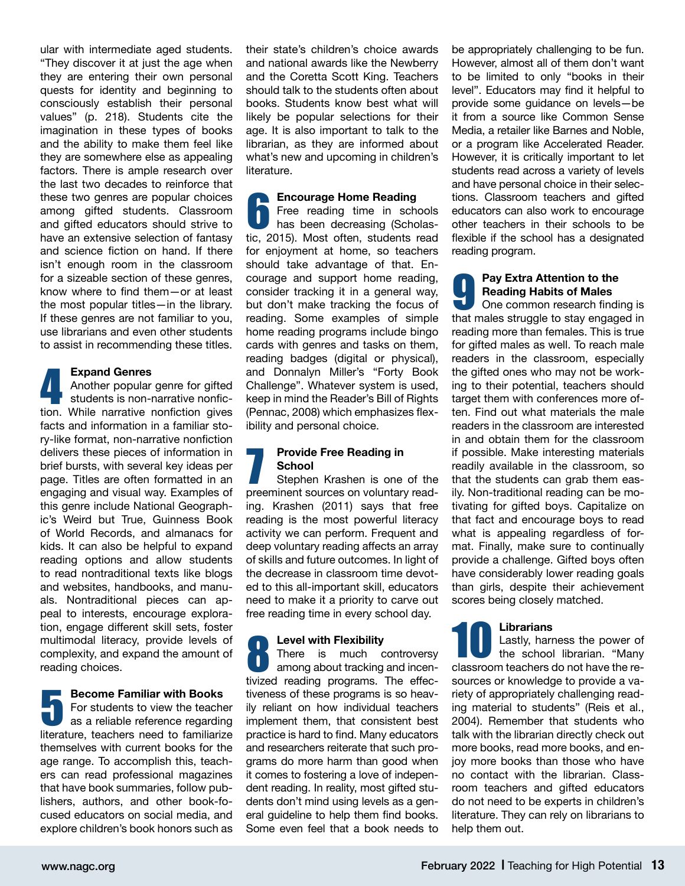ular with intermediate aged students. "They discover it at just the age when they are entering their own personal quests for identity and beginning to consciously establish their personal values" (p. 218). Students cite the imagination in these types of books and the ability to make them feel like they are somewhere else as appealing factors. There is ample research over the last two decades to reinforce that these two genres are popular choices among gifted students. Classroom and gifted educators should strive to have an extensive selection of fantasy and science fiction on hand. If there isn't enough room in the classroom for a sizeable section of these genres, know where to find them—or at least the most popular titles—in the library. If these genres are not familiar to you, use librarians and even other students to assist in recommending these titles.

## 4 Expand Genres

Another popular genre for gifted students is non-narrative nonfiction. While narrative nonfiction gives facts and information in a familiar story-like format, non-narrative nonfiction delivers these pieces of information in brief bursts, with several key ideas per page. Titles are often formatted in an engaging and visual way. Examples of this genre include National Geographic's Weird but True, Guinness Book of World Records, and almanacs for kids. It can also be helpful to expand reading options and allow students to read nontraditional texts like blogs and websites, handbooks, and manuals. Nontraditional pieces can appeal to interests, encourage exploration, engage different skill sets, foster multimodal literacy, provide levels of complexity, and expand the amount of reading choices.

## 5 Become Familiar with Books

For students to view the teacher as a reliable reference regarding literature, teachers need to familiarize themselves with current books for the age range. To accomplish this, teachers can read professional magazines that have book summaries, follow publishers, authors, and other book-focused educators on social media, and explore children's book honors such as their state's children's choice awards and national awards like the Newberry and the Coretta Scott King. Teachers should talk to the students often about books. Students know best what will likely be popular selections for their age. It is also important to talk to the librarian, as they are informed about what's new and upcoming in children's literature.

## 6 Encourage Home Reading

Free reading time in schools has been decreasing (Scholastic, 2015). Most often, students read for enjoyment at home, so teachers should take advantage of that. Encourage and support home reading, consider tracking it in a general way, but don't make tracking the focus of reading. Some examples of simple home reading programs include bingo cards with genres and tasks on them, reading badges (digital or physical), and Donnalyn Miller's "Forty Book Challenge". Whatever system is used, keep in mind the Reader's Bill of Rights (Pennac, 2008) which emphasizes flexibility and personal choice.

## 7 Provide Free Reading in School

Stephen Krashen is one of the preeminent sources on voluntary reading. Krashen (2011) says that free reading is the most powerful literacy activity we can perform. Frequent and deep voluntary reading affects an array of skills and future outcomes. In light of the decrease in classroom time devoted to this all-important skill, educators need to make it a priority to carve out free reading time in every school day.

## 8 Level with Flexibility

There is much controversy among about tracking and incentivized reading programs. The effectiveness of these programs is so heavily reliant on how individual teachers implement them, that consistent best practice is hard to find. Many educators and researchers reiterate that such programs do more harm than good when it comes to fostering a love of independent reading. In reality, most gifted students don't mind using levels as a general guideline to help them find books. Some even feel that a book needs to be appropriately challenging to be fun. However, almost all of them don't want to be limited to only "books in their level". Educators may find it helpful to provide some guidance on levels—be it from a source like Common Sense Media, a retailer like Barnes and Noble, or a program like Accelerated Reader. However, it is critically important to let students read across a variety of levels and have personal choice in their selections. Classroom teachers and gifted educators can also work to encourage other teachers in their schools to be flexible if the school has a designated reading program.

## 9 Pay Extra Attention to the Reading Habits of Males

One common research finding is that males struggle to stay engaged in reading more than females. This is true for gifted males as well. To reach male readers in the classroom, especially the gifted ones who may not be working to their potential, teachers should target them with conferences more often. Find out what materials the male readers in the classroom are interested in and obtain them for the classroom if possible. Make interesting materials readily available in the classroom, so that the students can grab them easily. Non-traditional reading can be motivating for gifted boys. Capitalize on that fact and encourage boys to read what is appealing regardless of format. Finally, make sure to continually provide a challenge. Gifted boys often have considerably lower reading goals than girls, despite their achievement scores being closely matched.

## 10 Librarians

Lastly, harness the power of the school librarian. "Many classroom teachers do not have the resources or knowledge to provide a variety of appropriately challenging reading material to students" (Reis et al., 2004). Remember that students who talk with the librarian directly check out more books, read more books, and enjoy more books than those who have no contact with the librarian. Classroom teachers and gifted educators do not need to be experts in children's literature. They can rely on librarians to help them out.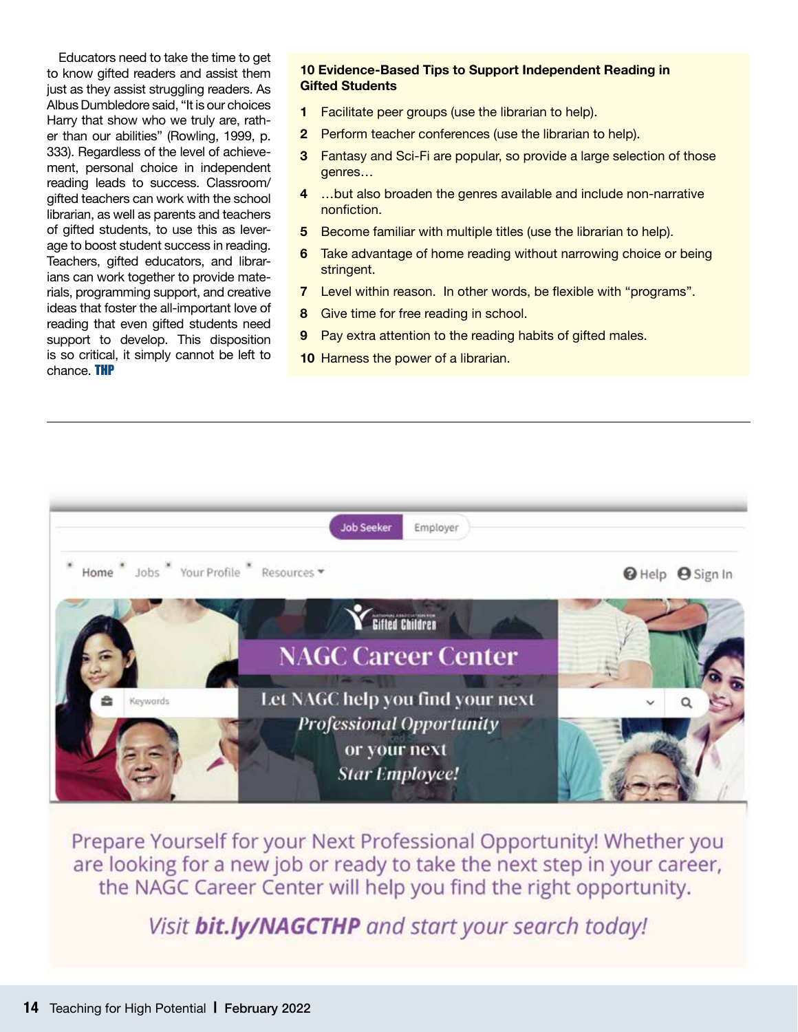Educators need to take the time to get to know gifted readers and assist them just as they assist struggling readers. As Albus Dumbledore said, "It is our choices Harry that show who we truly are, rather than our abilities" (Rowling, 1999, p. 333). Regardless of the level of achievement, personal choice in independent reading leads to success. Classroom/gifted teachers can work with the school librarian, as well as parents and teachers of gifted students, to use this as leverage to boost student success in reading. Teachers, gifted educators, and librarians can work together to provide materials, programming support, and creative ideas that foster the all-important love of reading that even gifted students need support to develop. This disposition is so critical, it simply cannot be left to chance. **THP**

**10 Evidence-Based Tips to Support Independent Reading in Gifted Students**

1. Facilitate peer groups (use the librarian to help).
2. Perform teacher conferences (use the librarian to help).
3. Fantasy and Sci-Fi are popular, so provide a large selection of those genres…
4. …but also broaden the genres available and include non-narrative nonfiction.
5. Become familiar with multiple titles (use the librarian to help).
6. Take advantage of home reading without narrowing choice or being stringent.
7. Level within reason. In other words, be flexible with "programs".
8. Give time for free reading in school.
9. Pay extra attention to the reading habits of gifted males.
10. Harness the power of a librarian.

---

Job Seeker | Employer

Home · Jobs · Your Profile · Resources ▾ — Help · Sign In

National Association for Gifted Children

## NAGC Career Center

Let NAGC help you find your next *Professional Opportunity* or your next *Star Employee!*

Keywords

Prepare Yourself for your Next Professional Opportunity! Whether you are looking for a new job or ready to take the next step in your career, the NAGC Career Center will help you find the right opportunity.

*Visit **bit.ly/NAGCTHP** and start your search today!*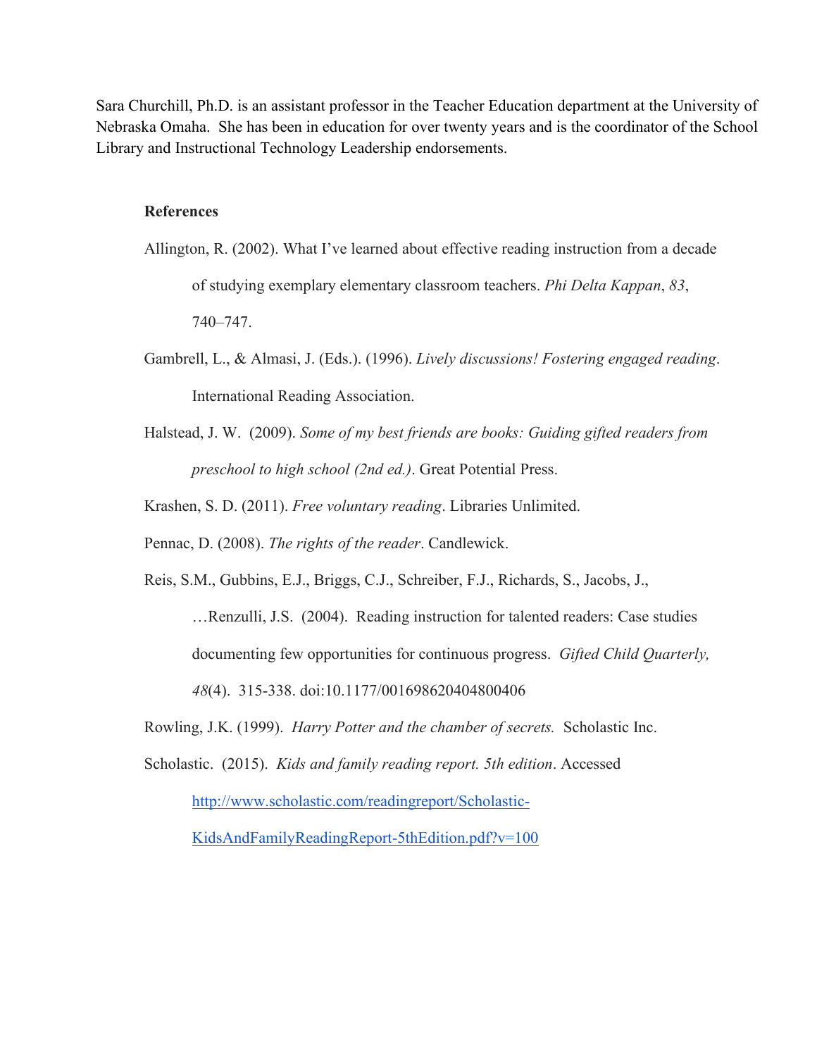Sara Churchill, Ph.D. is an assistant professor in the Teacher Education department at the University of Nebraska Omaha. She has been in education for over twenty years and is the coordinator of the School Library and Instructional Technology Leadership endorsements.

**References**

Allington, R. (2002). What I've learned about effective reading instruction from a decade of studying exemplary elementary classroom teachers. *Phi Delta Kappan*, *83*, 740–747.

Gambrell, L., & Almasi, J. (Eds.). (1996). *Lively discussions! Fostering engaged reading*. International Reading Association.

Halstead, J. W. (2009). *Some of my best friends are books: Guiding gifted readers from preschool to high school (2nd ed.)*. Great Potential Press.

Krashen, S. D. (2011). *Free voluntary reading*. Libraries Unlimited.

Pennac, D. (2008). *The rights of the reader*. Candlewick.

Reis, S.M., Gubbins, E.J., Briggs, C.J., Schreiber, F.J., Richards, S., Jacobs, J., …Renzulli, J.S. (2004). Reading instruction for talented readers: Case studies documenting few opportunities for continuous progress. *Gifted Child Quarterly, 48*(4). 315-338. doi:10.1177/001698620404800406

Rowling, J.K. (1999). *Harry Potter and the chamber of secrets.* Scholastic Inc.

Scholastic. (2015). *Kids and family reading report. 5th edition*. Accessed [http://www.scholastic.com/readingreport/Scholastic-KidsAndFamilyReadingReport-5thEdition.pdf?v=100](http://www.scholastic.com/readingreport/Scholastic-KidsAndFamilyReadingReport-5thEdition.pdf?v=100)